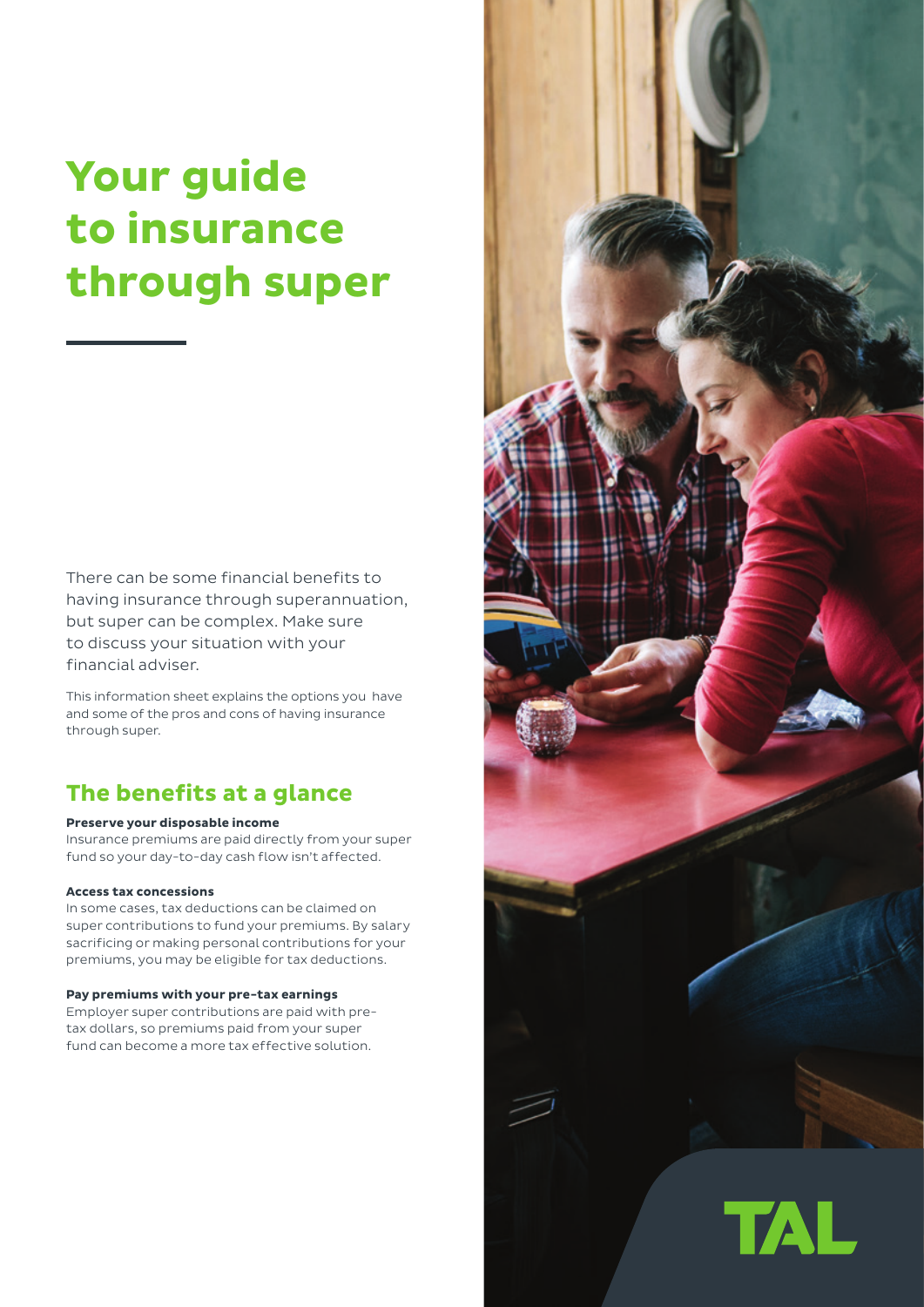# Your guide to insurance through super

There can be some financial benefits to having insurance through superannuation, but super can be complex. Make sure to discuss your situation with your financial adviser.

This information sheet explains the options you have and some of the pros and cons of having insurance through super.

## The benefits at a glance

**Preserve your disposable income**
Insurance premiums are paid directly from your super fund so your day-to-day cash flow isn't affected.

**Access tax concessions**
In some cases, tax deductions can be claimed on super contributions to fund your premiums. By salary sacrificing or making personal contributions for your premiums, you may be eligible for tax deductions.

**Pay premiums with your pre-tax earnings**
Employer super contributions are paid with pre-tax dollars, so premiums paid from your super fund can become a more tax effective solution.

TAL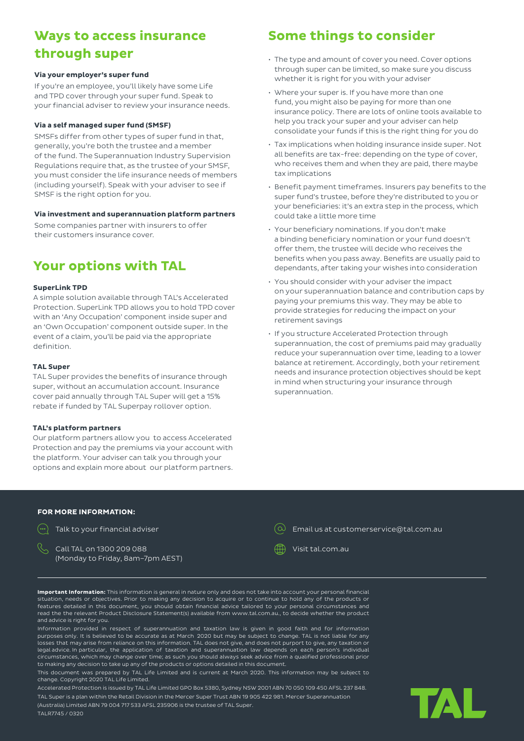## Ways to access insurance through super

**Via your employer's super fund**

If you're an employee, you'll likely have some Life and TPD cover through your super fund. Speak to your financial adviser to review your insurance needs.

**Via a self managed super fund (SMSF)**

SMSFs differ from other types of super fund in that, generally, you're both the trustee and a member of the fund. The Superannuation Industry Supervision Regulations require that, as the trustee of your SMSF, you must consider the life insurance needs of members (including yourself). Speak with your adviser to see if SMSF is the right option for you.

**Via investment and superannuation platform partners**

Some companies partner with insurers to offer their customers insurance cover.

## Your options with TAL

**SuperLink TPD**

A simple solution available through TAL's Accelerated Protection. SuperLink TPD allows you to hold TPD cover with an 'Any Occupation' component inside super and an 'Own Occupation' component outside super. In the event of a claim, you'll be paid via the appropriate definition.

**TAL Super**

TAL Super provides the benefits of insurance through super, without an accumulation account. Insurance cover paid annually through TAL Super will get a 15% rebate if funded by TAL Superpay rollover option.

**TAL's platform partners**

Our platform partners allow you to access Accelerated Protection and pay the premiums via your account with the platform. Your adviser can talk you through your options and explain more about our platform partners.

## Some things to consider

- The type and amount of cover you need. Cover options through super can be limited, so make sure you discuss whether it is right for you with your adviser
- Where your super is. If you have more than one fund, you might also be paying for more than one insurance policy. There are lots of online tools available to help you track your super and your adviser can help consolidate your funds if this is the right thing for you do
- Tax implications when holding insurance inside super. Not all benefits are tax-free: depending on the type of cover, who receives them and when they are paid, there maybe tax implications
- Benefit payment timeframes. Insurers pay benefits to the super fund's trustee, before they're distributed to you or your beneficiaries: it's an extra step in the process, which could take a little more time
- Your beneficiary nominations. If you don't make a binding beneficiary nomination or your fund doesn't offer them, the trustee will decide who receives the benefits when you pass away. Benefits are usually paid to dependants, after taking your wishes into consideration
- You should consider with your adviser the impact on your superannuation balance and contribution caps by paying your premiums this way. They may be able to provide strategies for reducing the impact on your retirement savings
- If you structure Accelerated Protection through superannuation, the cost of premiums paid may gradually reduce your superannuation over time, leading to a lower balance at retirement. Accordingly, both your retirement needs and insurance protection objectives should be kept in mind when structuring your insurance through superannuation.

**FOR MORE INFORMATION:**

- Talk to your financial adviser
- Call TAL on 1300 209 088 (Monday to Friday, 8am–7pm AEST)
- Email us at customerservice@tal.com.au
- Visit tal.com.au

**Important Information:** This information is general in nature only and does not take into account your personal financial situation, needs or objectives. Prior to making any decision to acquire or to continue to hold any of the products or features detailed in this document, you should obtain financial advice tailored to your personal circumstances and read the the relevant Product Disclosure Statement(s) available from www.tal.com.au., to decide whether the product and advice is right for you.

Information provided in respect of superannuation and taxation law is given in good faith and for information purposes only. It is believed to be accurate as at March 2020 but may be subject to change. TAL is not liable for any losses that may arise from reliance on this information. TAL does not give, and does not purport to give, any taxation or legal advice. In particular, the application of taxation and superannuation law depends on each person's individual circumstances, which may change over time; as such you should always seek advice from a qualified professional prior to making any decision to take up any of the products or options detailed in this document.

This document was prepared by TAL Life Limited and is current at March 2020. This information may be subject to change. Copyright 2020 TAL Life Limited.

Accelerated Protection is issued by TAL Life Limited GPO Box 5380, Sydney NSW 2001 ABN 70 050 109 450 AFSL 237 848.

TAL Super is a plan within the Retail Division in the Mercer Super Trust ABN 19 905 422 981. Mercer Superannuation (Australia) Limited ABN 79 004 717 533 AFSL 235906 is the trustee of TAL Super.

TALR7745 / 0320

TAL